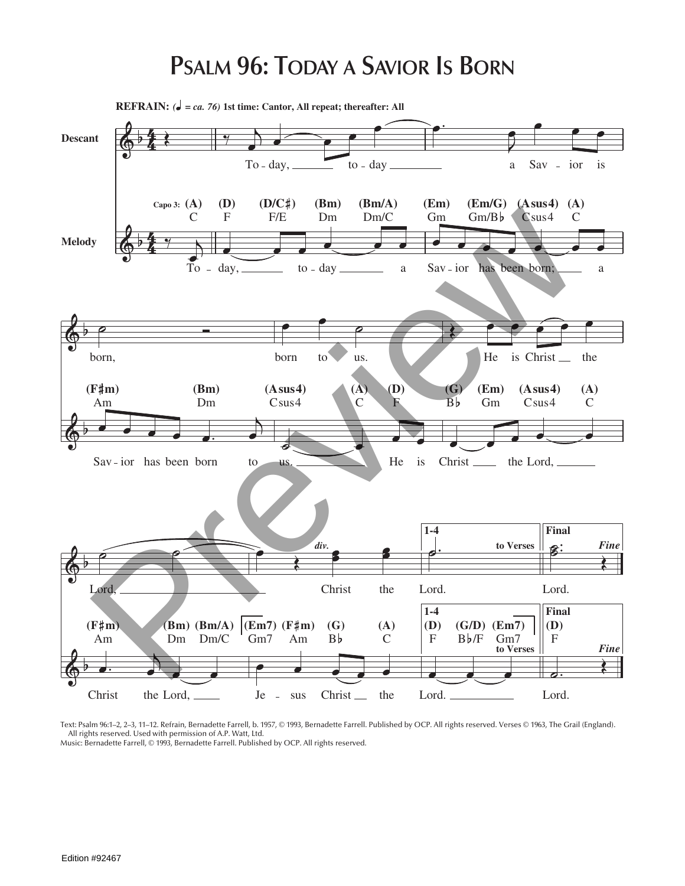# Psalm 96: Today a Savior Is Born

**REFRAIN:** (♩ = *ca. 76*) **1st time: Cantor, All repeat; thereafter: All**

Descant: To - day, to - day a Sav - ior is born, born to us. He is Christ the Lord, Christ the Lord. Lord.

Melody: To - day, to - day a Sav - ior has been born; a Sav - ior has been born to us. He is Christ the Lord, Christ the Lord, Je - sus Christ the Lord. Lord.

Text: Psalm 96:1–2, 2–3, 11–12. Refrain, Bernadette Farrell, b. 1957, © 1993, Bernadette Farrell. Published by OCP. All rights reserved. Verses © 1963, The Grail (England). All rights reserved. Used with permission of A.P. Watt, Ltd.
Music: Bernadette Farrell, © 1993, Bernadette Farrell. Published by OCP. All rights reserved.

Edition #92467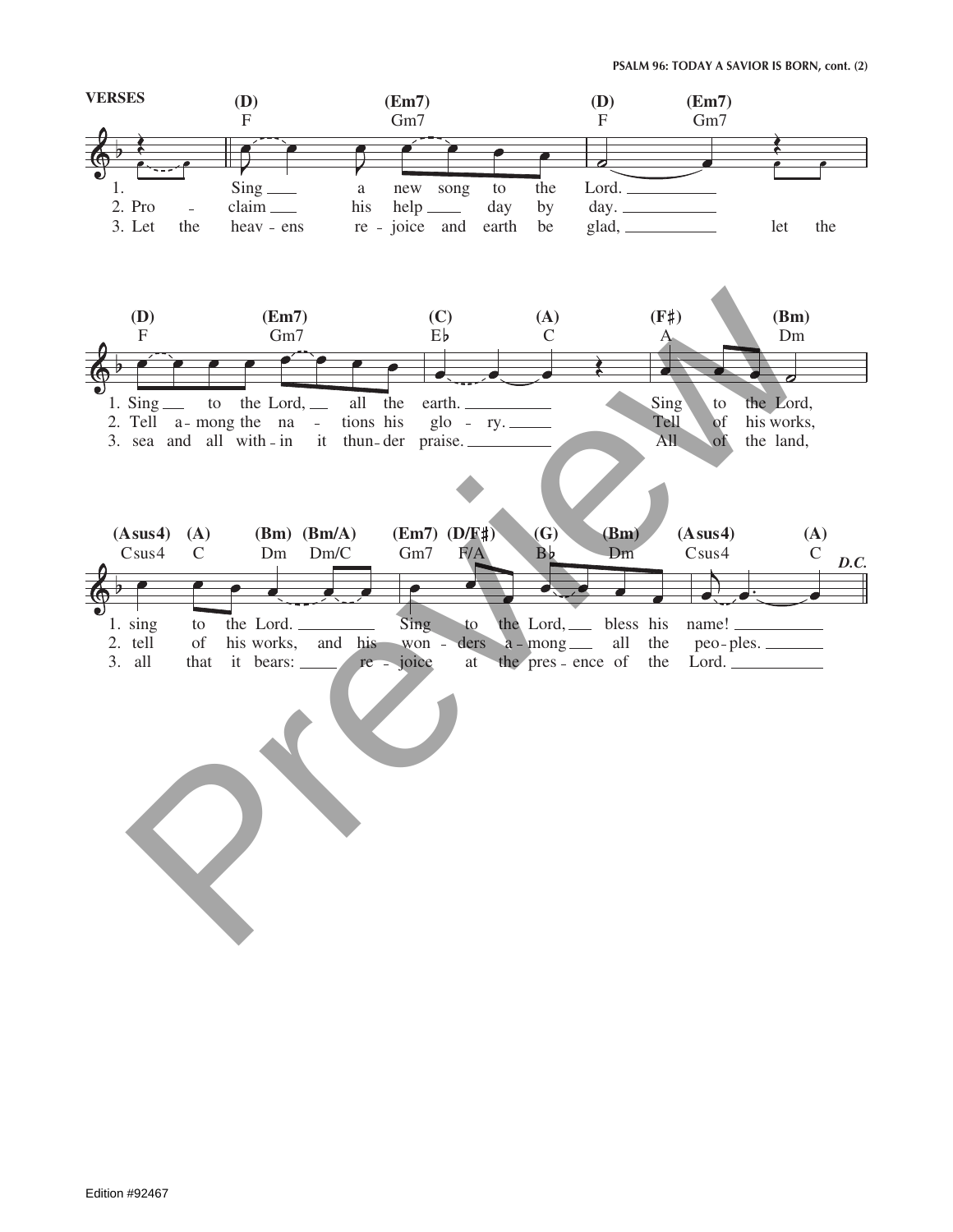**VERSES**

1. Sing a new song to the Lord. Sing to the Lord, all the earth. Sing to the Lord, sing to the Lord. Sing to the Lord, bless his name!

2. Proclaim his help day by day. Tell among the nations his glory. Tell of his works, tell of his works, and his wonders among all the peoples.

3. Let the heavens rejoice and earth be glad, let the sea and all within it thunder praise. All of the land, all that it bears: rejoice at the presence of the Lord.

*D.C.*

Edition #92467